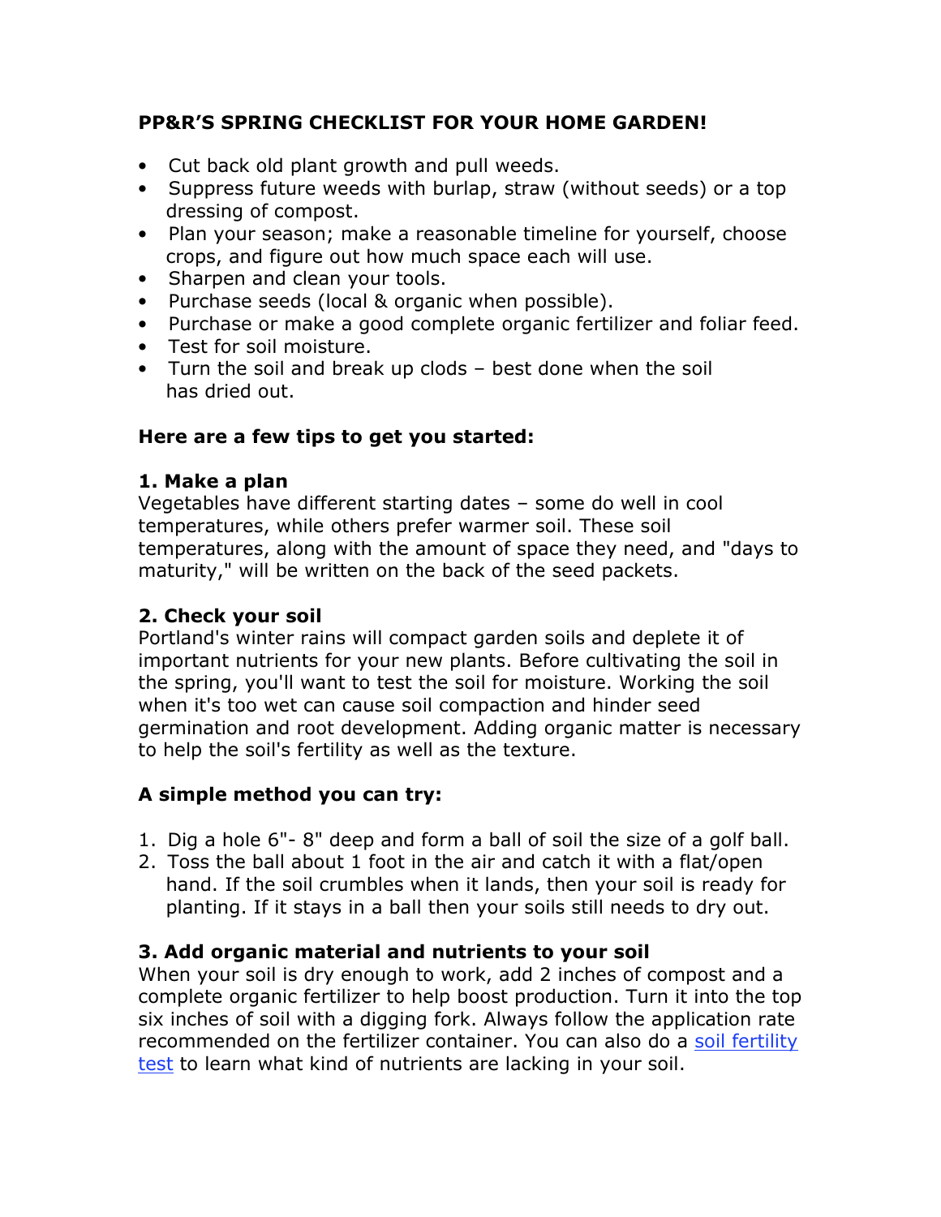## PP&R'S SPRING CHECKLIST FOR YOUR HOME GARDEN!

- Cut back old plant growth and pull weeds.
- Suppress future weeds with burlap, straw (without seeds) or a top dressing of compost.
- Plan your season; make a reasonable timeline for yourself, choose crops, and figure out how much space each will use.
- Sharpen and clean your tools.
- Purchase seeds (local & organic when possible).
- Purchase or make a good complete organic fertilizer and foliar feed.
- Test for soil moisture.
- Turn the soil and break up clods – best done when the soil has dried out.

**Here are a few tips to get you started:**

### 1. Make a plan

Vegetables have different starting dates – some do well in cool temperatures, while others prefer warmer soil. These soil temperatures, along with the amount of space they need, and "days to maturity," will be written on the back of the seed packets.

### 2. Check your soil

Portland's winter rains will compact garden soils and deplete it of important nutrients for your new plants. Before cultivating the soil in the spring, you'll want to test the soil for moisture. Working the soil when it's too wet can cause soil compaction and hinder seed germination and root development. Adding organic matter is necessary to help the soil's fertility as well as the texture.

**A simple method you can try:**

1. Dig a hole 6"- 8" deep and form a ball of soil the size of a golf ball.
2. Toss the ball about 1 foot in the air and catch it with a flat/open hand. If the soil crumbles when it lands, then your soil is ready for planting. If it stays in a ball then your soils still needs to dry out.

### 3. Add organic material and nutrients to your soil

When your soil is dry enough to work, add 2 inches of compost and a complete organic fertilizer to help boost production. Turn it into the top six inches of soil with a digging fork. Always follow the application rate recommended on the fertilizer container. You can also do a soil fertility test to learn what kind of nutrients are lacking in your soil.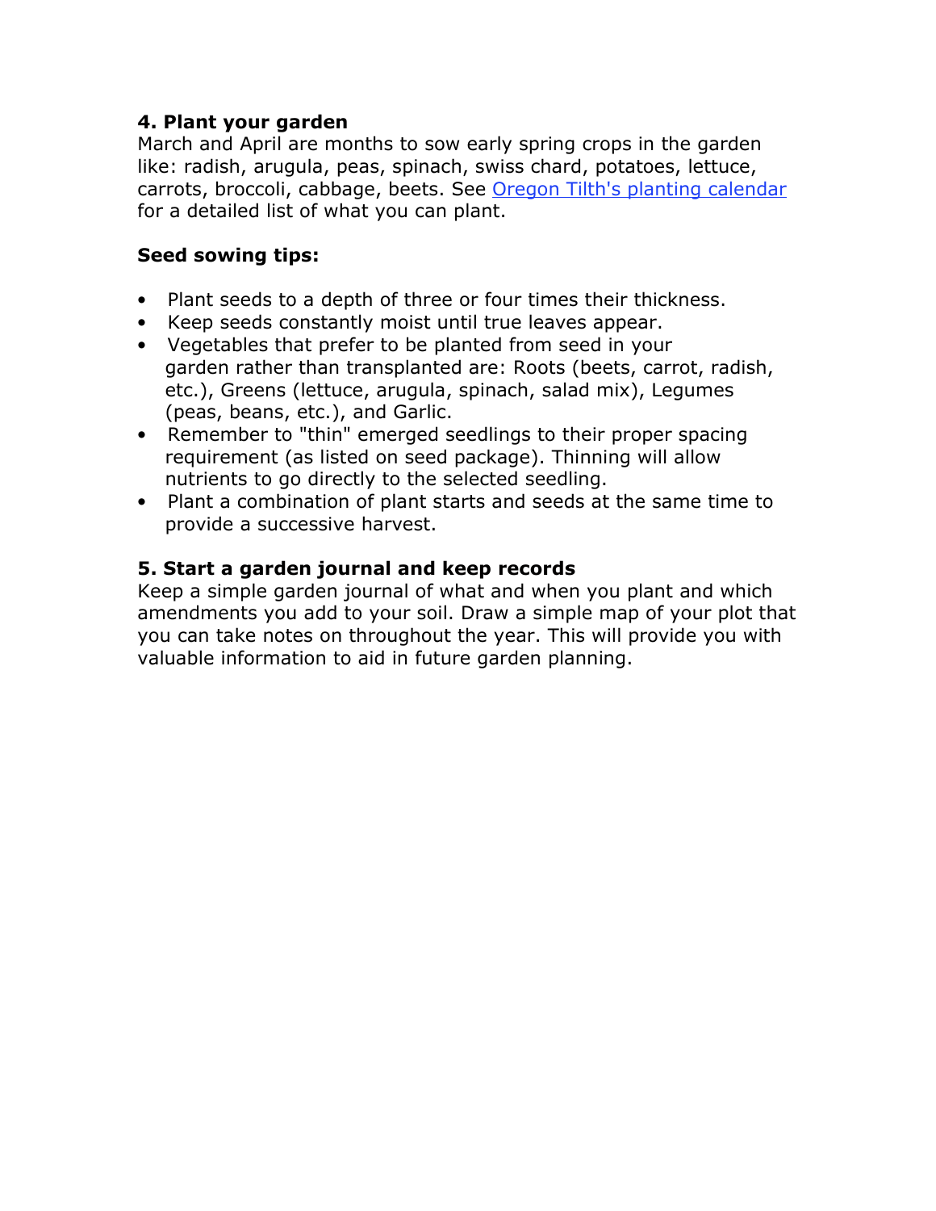**4. Plant your garden**
March and April are months to sow early spring crops in the garden like: radish, arugula, peas, spinach, swiss chard, potatoes, lettuce, carrots, broccoli, cabbage, beets. See [Oregon Tilth's planting calendar] for a detailed list of what you can plant.

**Seed sowing tips:**

- Plant seeds to a depth of three or four times their thickness.
- Keep seeds constantly moist until true leaves appear.
- Vegetables that prefer to be planted from seed in your garden rather than transplanted are: Roots (beets, carrot, radish, etc.), Greens (lettuce, arugula, spinach, salad mix), Legumes (peas, beans, etc.), and Garlic.
- Remember to "thin" emerged seedlings to their proper spacing requirement (as listed on seed package). Thinning will allow nutrients to go directly to the selected seedling.
- Plant a combination of plant starts and seeds at the same time to provide a successive harvest.

**5. Start a garden journal and keep records**
Keep a simple garden journal of what and when you plant and which amendments you add to your soil. Draw a simple map of your plot that you can take notes on throughout the year. This will provide you with valuable information to aid in future garden planning.